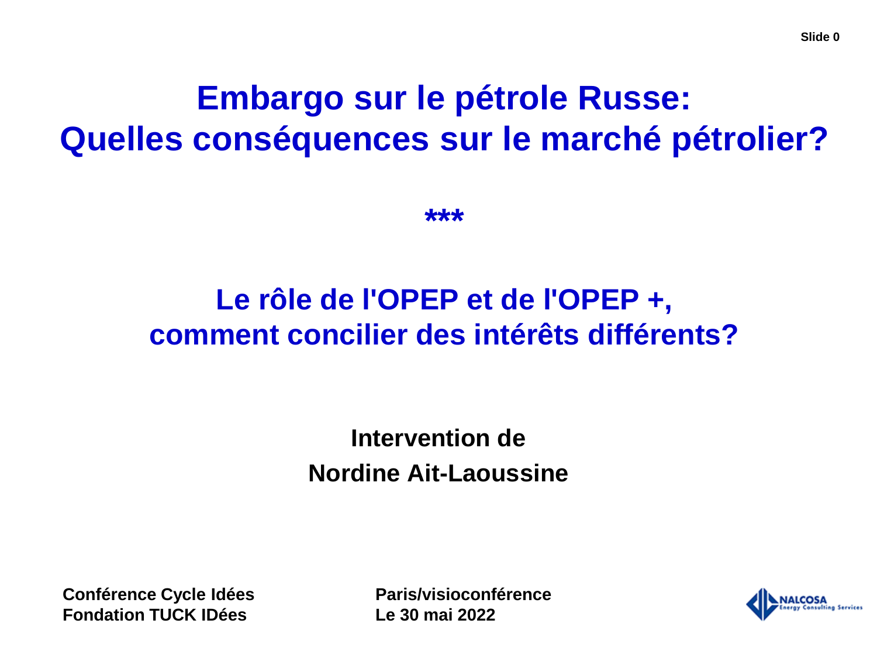# Embargo sur le pétrole Russe: Quelles conséquences sur le marché pétrolier?

***

## Le rôle de l'OPEP et de l'OPEP +, comment concilier des intérêts différents?

**Intervention de**

**Nordine Ait-Laoussine**

**Conférence Cycle Idées**
**Fondation TUCK IDées**

**Paris/visioconférence**
**Le 30 mai 2022**

NALCOSA Energy Consulting Services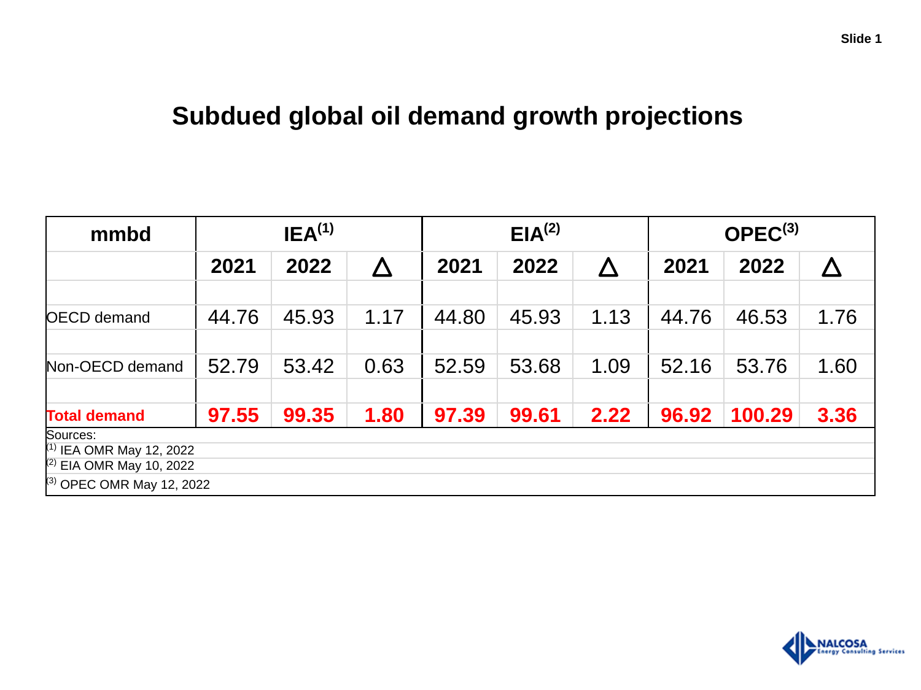# Subdued global oil demand growth projections

| mmbd | IEA[1] | | | EIA[2] | | | OPEC[3] | | |
|---|---|---|---|---|---|---|---|---|---|
| | 2021 | 2022 | Δ | 2021 | 2022 | Δ | 2021 | 2022 | Δ |
| OECD demand | 44.76 | 45.93 | 1.17 | 44.80 | 45.93 | 1.13 | 44.76 | 46.53 | 1.76 |
| Non-OECD demand | 52.79 | 53.42 | 0.63 | 52.59 | 53.68 | 1.09 | 52.16 | 53.76 | 1.60 |
| **Total demand** | **97.55** | **99.35** | **1.80** | **97.39** | **99.61** | **2.22** | **96.92** | **100.29** | **3.36** |

Sources:
[1] IEA OMR May 12, 2022
[2] EIA OMR May 10, 2022
[3] OPEC OMR May 12, 2022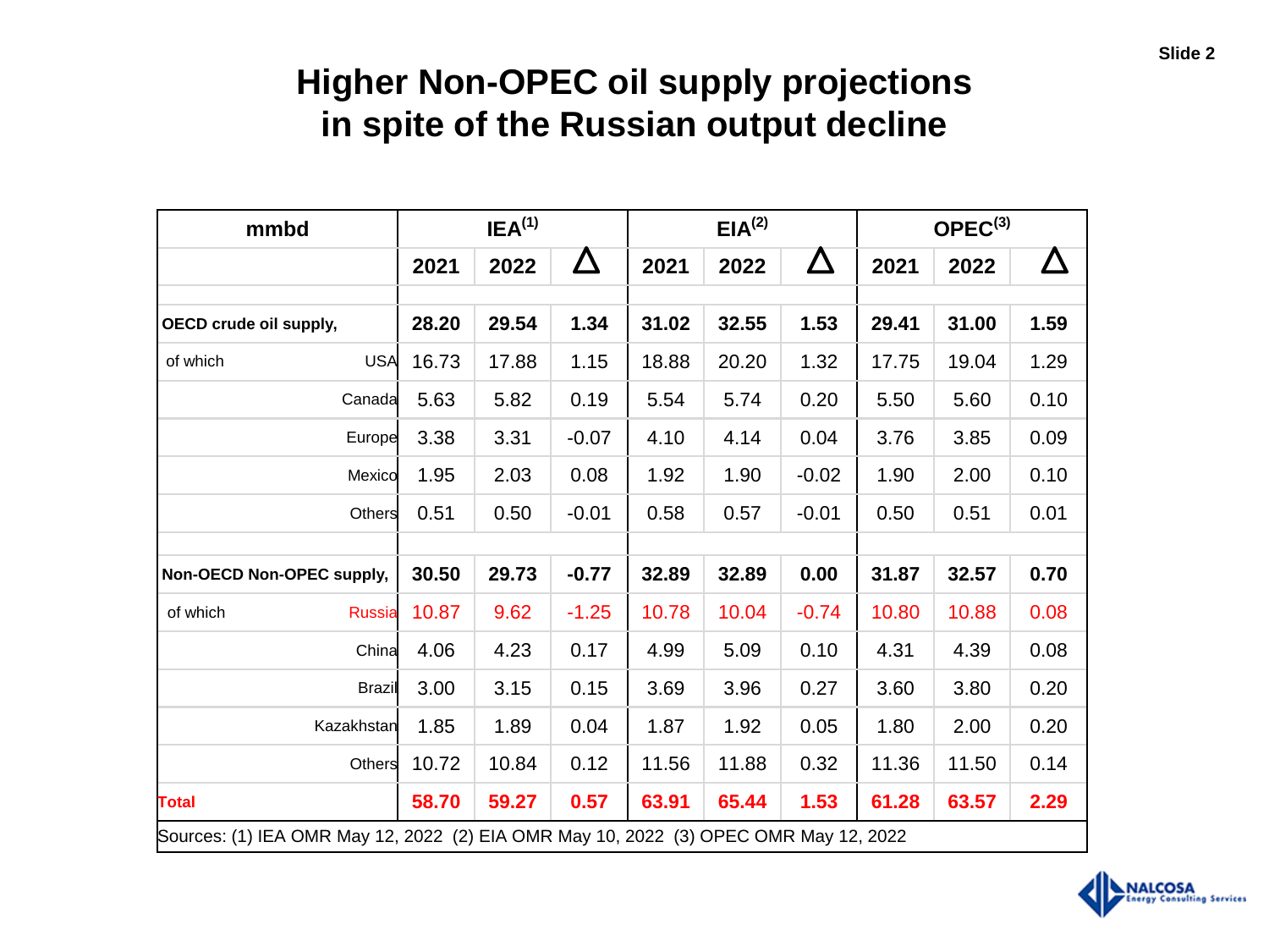# Higher Non-OPEC oil supply projections in spite of the Russian output decline

| mmbd | | IEA[1] | | | EIA[2] | | | OPEC[3] | | |
|---|---|---|---|---|---|---|---|---|---|---|
| | | 2021 | 2022 | Δ | 2021 | 2022 | Δ | 2021 | 2022 | Δ |
| **OECD crude oil supply,** | | **28.20** | **29.54** | **1.34** | **31.02** | **32.55** | **1.53** | **29.41** | **31.00** | **1.59** |
| of which | USA | 16.73 | 17.88 | 1.15 | 18.88 | 20.20 | 1.32 | 17.75 | 19.04 | 1.29 |
| | Canada | 5.63 | 5.82 | 0.19 | 5.54 | 5.74 | 0.20 | 5.50 | 5.60 | 0.10 |
| | Europe | 3.38 | 3.31 | -0.07 | 4.10 | 4.14 | 0.04 | 3.76 | 3.85 | 0.09 |
| | Mexico | 1.95 | 2.03 | 0.08 | 1.92 | 1.90 | -0.02 | 1.90 | 2.00 | 0.10 |
| | Others | 0.51 | 0.50 | -0.01 | 0.58 | 0.57 | -0.01 | 0.50 | 0.51 | 0.01 |
| **Non-OECD Non-OPEC supply,** | | **30.50** | **29.73** | **-0.77** | **32.89** | **32.89** | **0.00** | **31.87** | **32.57** | **0.70** |
| of which | Russia | 10.87 | 9.62 | -1.25 | 10.78 | 10.04 | -0.74 | 10.80 | 10.88 | 0.08 |
| | China | 4.06 | 4.23 | 0.17 | 4.99 | 5.09 | 0.10 | 4.31 | 4.39 | 0.08 |
| | Brazil | 3.00 | 3.15 | 0.15 | 3.69 | 3.96 | 0.27 | 3.60 | 3.80 | 0.20 |
| | Kazakhstan | 1.85 | 1.89 | 0.04 | 1.87 | 1.92 | 0.05 | 1.80 | 2.00 | 0.20 |
| | Others | 10.72 | 10.84 | 0.12 | 11.56 | 11.88 | 0.32 | 11.36 | 11.50 | 0.14 |
| **Total** | | **58.70** | **59.27** | **0.57** | **63.91** | **65.44** | **1.53** | **61.28** | **63.57** | **2.29** |

Sources: (1) IEA OMR May 12, 2022 (2) EIA OMR May 10, 2022 (3) OPEC OMR May 12, 2022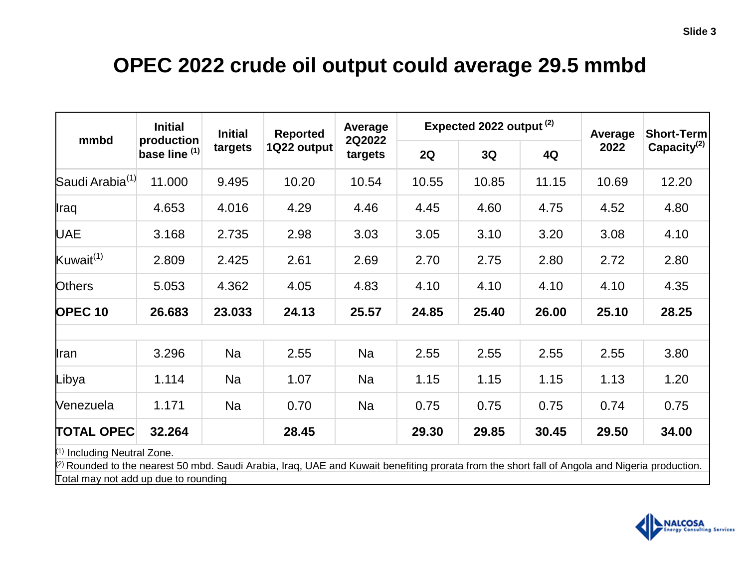# OPEC 2022 crude oil output could average 29.5 mmbd

| mmbd | Initial production base line [1] | Initial targets | Reported 1Q22 output | Average 2Q2022 targets | Expected 2022 output [2] | | | Average 2022 | Short-Term Capacity[2] |
|---|---|---|---|---|---|---|---|---|---|
| | | | | | 2Q | 3Q | 4Q | | |
| Saudi Arabia[1] | 11.000 | 9.495 | 10.20 | 10.54 | 10.55 | 10.85 | 11.15 | 10.69 | 12.20 |
| Iraq | 4.653 | 4.016 | 4.29 | 4.46 | 4.45 | 4.60 | 4.75 | 4.52 | 4.80 |
| UAE | 3.168 | 2.735 | 2.98 | 3.03 | 3.05 | 3.10 | 3.20 | 3.08 | 4.10 |
| Kuwait[1] | 2.809 | 2.425 | 2.61 | 2.69 | 2.70 | 2.75 | 2.80 | 2.72 | 2.80 |
| Others | 5.053 | 4.362 | 4.05 | 4.83 | 4.10 | 4.10 | 4.10 | 4.10 | 4.35 |
| **OPEC 10** | **26.683** | **23.033** | **24.13** | **25.57** | **24.85** | **25.40** | **26.00** | **25.10** | **28.25** |
| | | | | | | | | | |
| Iran | 3.296 | Na | 2.55 | Na | 2.55 | 2.55 | 2.55 | 2.55 | 3.80 |
| Libya | 1.114 | Na | 1.07 | Na | 1.15 | 1.15 | 1.15 | 1.13 | 1.20 |
| Venezuela | 1.171 | Na | 0.70 | Na | 0.75 | 0.75 | 0.75 | 0.74 | 0.75 |
| **TOTAL OPEC** | **32.264** | | **28.45** | | **29.30** | **29.85** | **30.45** | **29.50** | **34.00** |

[1] Including Neutral Zone.

[2] Rounded to the nearest 50 mbd. Saudi Arabia, Iraq, UAE and Kuwait benefiting prorata from the short fall of Angola and Nigeria production.

Total may not add up due to rounding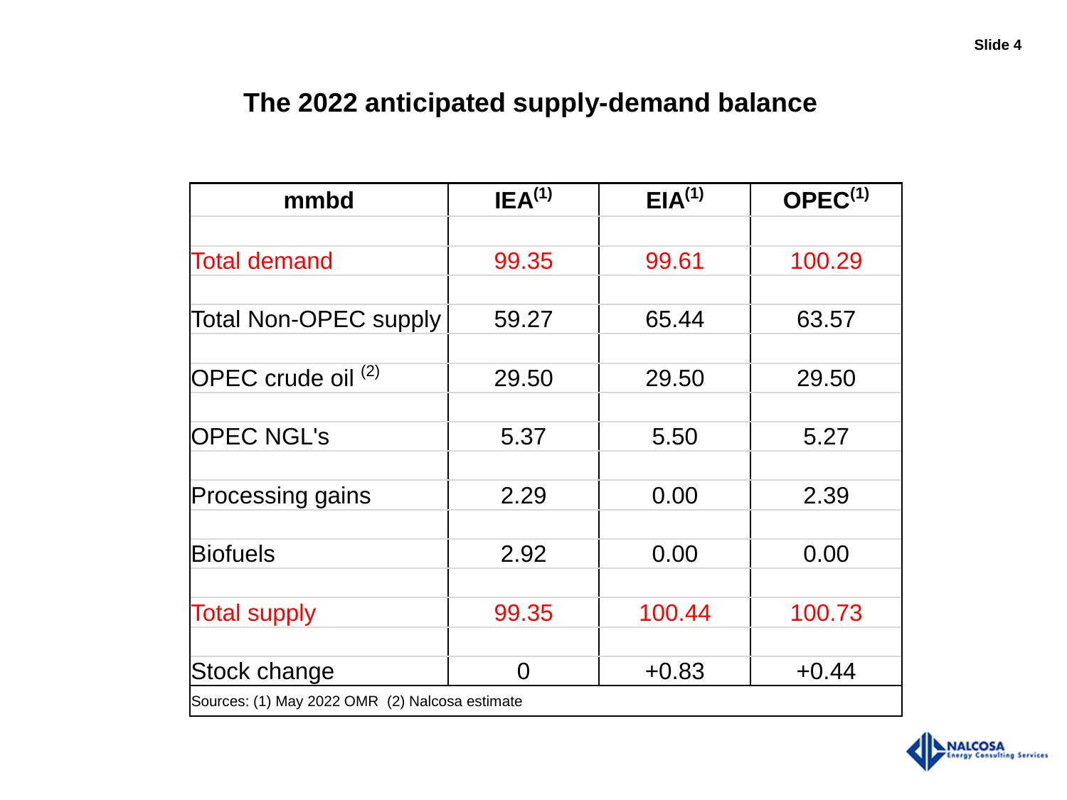## The 2022 anticipated supply-demand balance

| mmbd | IEA[1] | EIA[1] | OPEC[1] |
|---|---|---|---|
| Total demand | 99.35 | 99.61 | 100.29 |
| Total Non-OPEC supply | 59.27 | 65.44 | 63.57 |
| OPEC crude oil [2] | 29.50 | 29.50 | 29.50 |
| OPEC NGL's | 5.37 | 5.50 | 5.27 |
| Processing gains | 2.29 | 0.00 | 2.39 |
| Biofuels | 2.92 | 0.00 | 0.00 |
| Total supply | 99.35 | 100.44 | 100.73 |
| Stock change | 0 | +0.83 | +0.44 |

Sources: (1) May 2022 OMR (2) Nalcosa estimate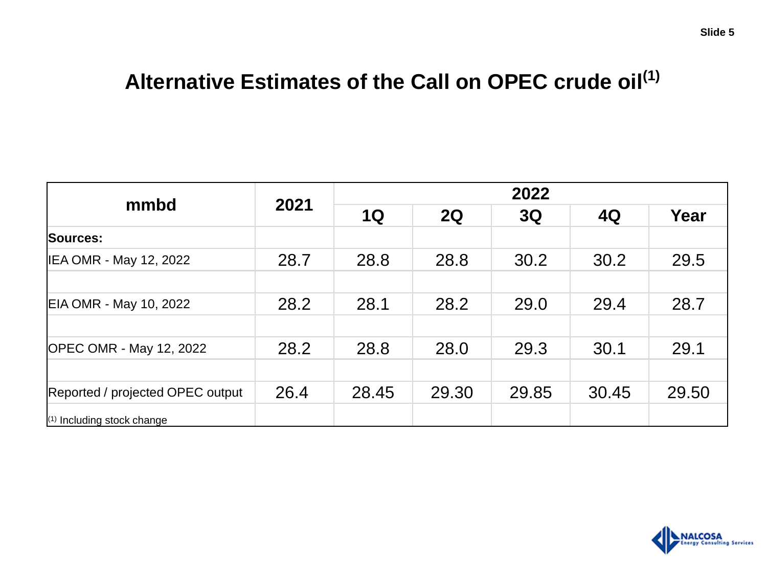# Alternative Estimates of the Call on OPEC crude oil[1]

| mmbd | 2021 | 2022 | | | | |
|---|---|---|---|---|---|---|
| | | 1Q | 2Q | 3Q | 4Q | Year |
| **Sources:** | | | | | | |
| IEA OMR - May 12, 2022 | 28.7 | 28.8 | 28.8 | 30.2 | 30.2 | 29.5 |
| | | | | | | |
| EIA OMR - May 10, 2022 | 28.2 | 28.1 | 28.2 | 29.0 | 29.4 | 28.7 |
| | | | | | | |
| OPEC OMR - May 12, 2022 | 28.2 | 28.8 | 28.0 | 29.3 | 30.1 | 29.1 |
| | | | | | | |
| Reported / projected OPEC output | 26.4 | 28.45 | 29.30 | 29.85 | 30.45 | 29.50 |
| [1] Including stock change | | | | | | |

NALCOSA
Energy Consulting Services